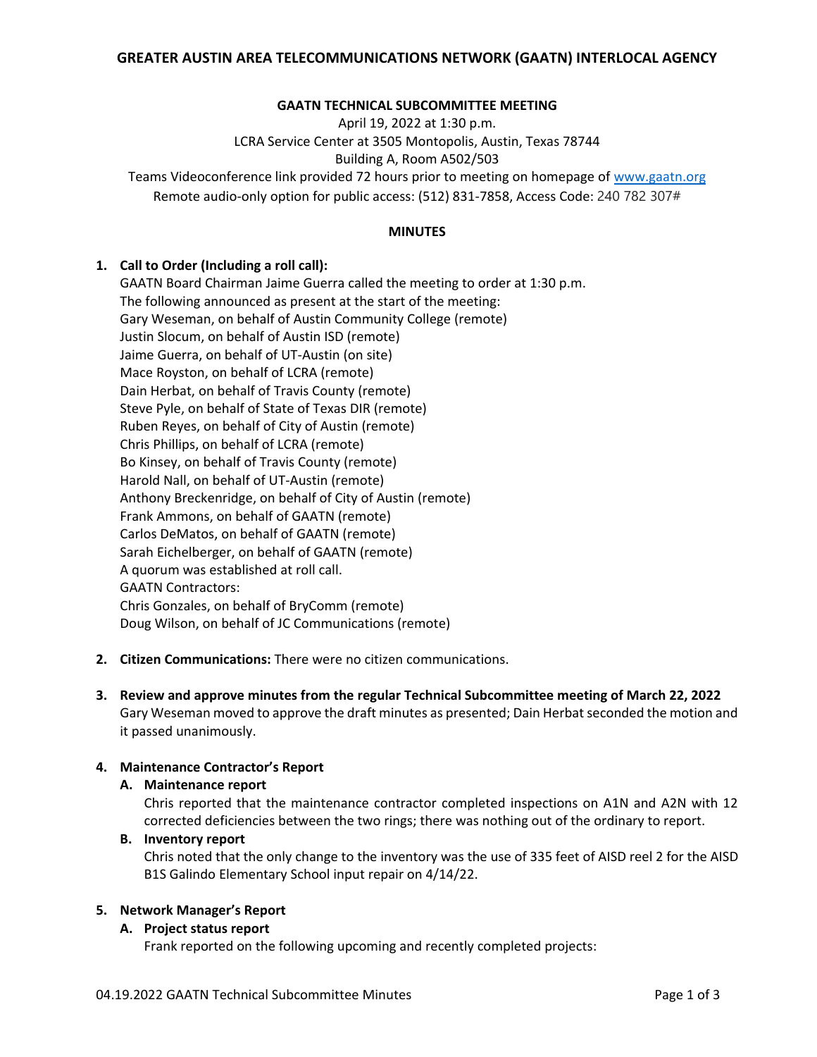# GREATER AUSTIN AREA TELECOMMUNICATIONS NETWORK (GAATN) INTERLOCAL AGENCY

## GAATN TECHNICAL SUBCOMMITTEE MEETING

April 19, 2022 at 1:30 p.m.
LCRA Service Center at 3505 Montopolis, Austin, Texas 78744
Building A, Room A502/503
Teams Videoconference link provided 72 hours prior to meeting on homepage of [www.gaatn.org](http://www.gaatn.org)
Remote audio-only option for public access: (512) 831-7858, Access Code: 240 782 307#

## MINUTES

1. **Call to Order (Including a roll call):**
   GAATN Board Chairman Jaime Guerra called the meeting to order at 1:30 p.m.
   The following announced as present at the start of the meeting:
   Gary Weseman, on behalf of Austin Community College (remote)
   Justin Slocum, on behalf of Austin ISD (remote)
   Jaime Guerra, on behalf of UT-Austin (on site)
   Mace Royston, on behalf of LCRA (remote)
   Dain Herbat, on behalf of Travis County (remote)
   Steve Pyle, on behalf of State of Texas DIR (remote)
   Ruben Reyes, on behalf of City of Austin (remote)
   Chris Phillips, on behalf of LCRA (remote)
   Bo Kinsey, on behalf of Travis County (remote)
   Harold Nall, on behalf of UT-Austin (remote)
   Anthony Breckenridge, on behalf of City of Austin (remote)
   Frank Ammons, on behalf of GAATN (remote)
   Carlos DeMatos, on behalf of GAATN (remote)
   Sarah Eichelberger, on behalf of GAATN (remote)
   A quorum was established at roll call.
   GAATN Contractors:
   Chris Gonzales, on behalf of BryComm (remote)
   Doug Wilson, on behalf of JC Communications (remote)

2. **Citizen Communications:** There were no citizen communications.

3. **Review and approve minutes from the regular Technical Subcommittee meeting of March 22, 2022**
   Gary Weseman moved to approve the draft minutes as presented; Dain Herbat seconded the motion and it passed unanimously.

4. **Maintenance Contractor's Report**
   - **A. Maintenance report**
     Chris reported that the maintenance contractor completed inspections on A1N and A2N with 12 corrected deficiencies between the two rings; there was nothing out of the ordinary to report.
   - **B. Inventory report**
     Chris noted that the only change to the inventory was the use of 335 feet of AISD reel 2 for the AISD B1S Galindo Elementary School input repair on 4/14/22.

5. **Network Manager's Report**
   - **A. Project status report**
     Frank reported on the following upcoming and recently completed projects: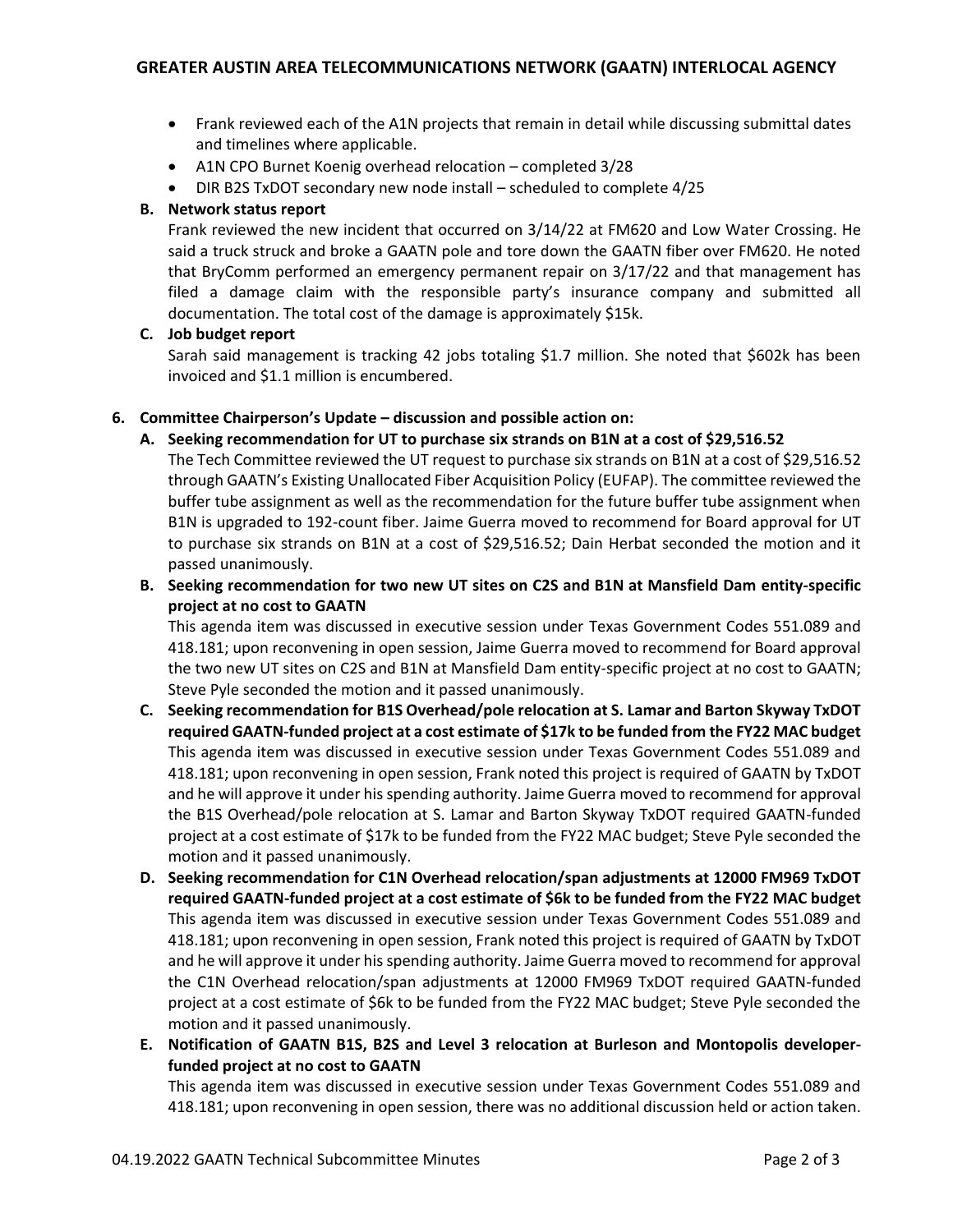- Frank reviewed each of the A1N projects that remain in detail while discussing submittal dates and timelines where applicable.
- A1N CPO Burnet Koenig overhead relocation – completed 3/28
- DIR B2S TxDOT secondary new node install – scheduled to complete 4/25

**B. Network status report**

Frank reviewed the new incident that occurred on 3/14/22 at FM620 and Low Water Crossing. He said a truck struck and broke a GAATN pole and tore down the GAATN fiber over FM620. He noted that BryComm performed an emergency permanent repair on 3/17/22 and that management has filed a damage claim with the responsible party's insurance company and submitted all documentation. The total cost of the damage is approximately $15k.

**C. Job budget report**

Sarah said management is tracking 42 jobs totaling $1.7 million. She noted that $602k has been invoiced and $1.1 million is encumbered.

**6. Committee Chairperson's Update – discussion and possible action on:**

**A. Seeking recommendation for UT to purchase six strands on B1N at a cost of $29,516.52**

The Tech Committee reviewed the UT request to purchase six strands on B1N at a cost of $29,516.52 through GAATN's Existing Unallocated Fiber Acquisition Policy (EUFAP). The committee reviewed the buffer tube assignment as well as the recommendation for the future buffer tube assignment when B1N is upgraded to 192-count fiber. Jaime Guerra moved to recommend for Board approval for UT to purchase six strands on B1N at a cost of $29,516.52; Dain Herbat seconded the motion and it passed unanimously.

**B. Seeking recommendation for two new UT sites on C2S and B1N at Mansfield Dam entity-specific project at no cost to GAATN**

This agenda item was discussed in executive session under Texas Government Codes 551.089 and 418.181; upon reconvening in open session, Jaime Guerra moved to recommend for Board approval the two new UT sites on C2S and B1N at Mansfield Dam entity-specific project at no cost to GAATN; Steve Pyle seconded the motion and it passed unanimously.

**C. Seeking recommendation for B1S Overhead/pole relocation at S. Lamar and Barton Skyway TxDOT required GAATN-funded project at a cost estimate of $17k to be funded from the FY22 MAC budget**

This agenda item was discussed in executive session under Texas Government Codes 551.089 and 418.181; upon reconvening in open session, Frank noted this project is required of GAATN by TxDOT and he will approve it under his spending authority. Jaime Guerra moved to recommend for approval the B1S Overhead/pole relocation at S. Lamar and Barton Skyway TxDOT required GAATN-funded project at a cost estimate of $17k to be funded from the FY22 MAC budget; Steve Pyle seconded the motion and it passed unanimously.

**D. Seeking recommendation for C1N Overhead relocation/span adjustments at 12000 FM969 TxDOT required GAATN-funded project at a cost estimate of $6k to be funded from the FY22 MAC budget**

This agenda item was discussed in executive session under Texas Government Codes 551.089 and 418.181; upon reconvening in open session, Frank noted this project is required of GAATN by TxDOT and he will approve it under his spending authority. Jaime Guerra moved to recommend for approval the C1N Overhead relocation/span adjustments at 12000 FM969 TxDOT required GAATN-funded project at a cost estimate of $6k to be funded from the FY22 MAC budget; Steve Pyle seconded the motion and it passed unanimously.

**E. Notification of GAATN B1S, B2S and Level 3 relocation at Burleson and Montopolis developer-funded project at no cost to GAATN**

This agenda item was discussed in executive session under Texas Government Codes 551.089 and 418.181; upon reconvening in open session, there was no additional discussion held or action taken.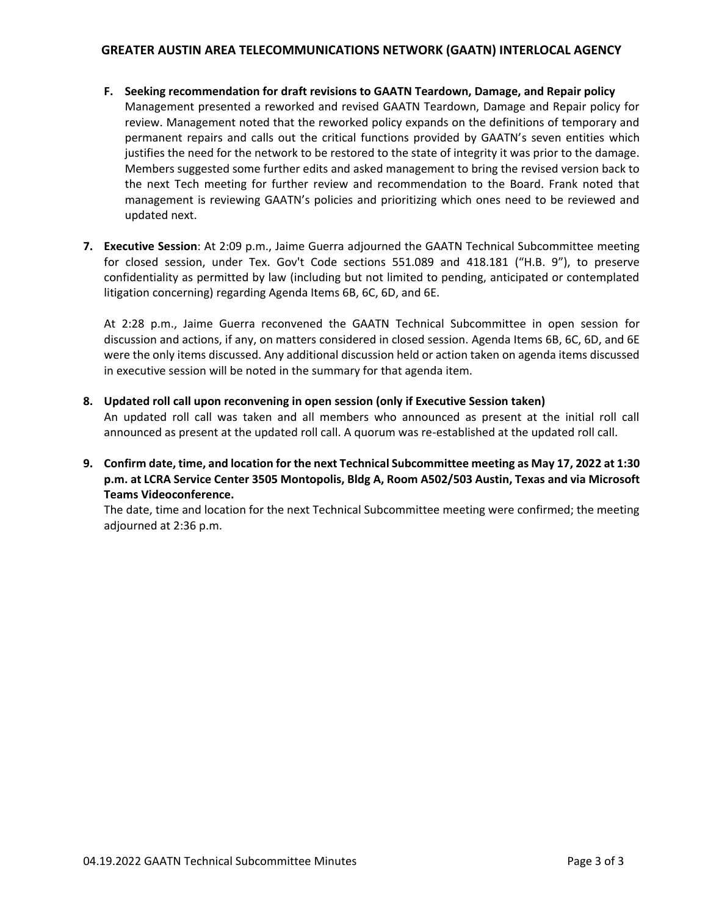F. **Seeking recommendation for draft revisions to GAATN Teardown, Damage, and Repair policy**

Management presented a reworked and revised GAATN Teardown, Damage and Repair policy for review. Management noted that the reworked policy expands on the definitions of temporary and permanent repairs and calls out the critical functions provided by GAATN's seven entities which justifies the need for the network to be restored to the state of integrity it was prior to the damage. Members suggested some further edits and asked management to bring the revised version back to the next Tech meeting for further review and recommendation to the Board. Frank noted that management is reviewing GAATN's policies and prioritizing which ones need to be reviewed and updated next.

7. **Executive Session**: At 2:09 p.m., Jaime Guerra adjourned the GAATN Technical Subcommittee meeting for closed session, under Tex. Gov't Code sections 551.089 and 418.181 ("H.B. 9"), to preserve confidentiality as permitted by law (including but not limited to pending, anticipated or contemplated litigation concerning) regarding Agenda Items 6B, 6C, 6D, and 6E.

   At 2:28 p.m., Jaime Guerra reconvened the GAATN Technical Subcommittee in open session for discussion and actions, if any, on matters considered in closed session. Agenda Items 6B, 6C, 6D, and 6E were the only items discussed. Any additional discussion held or action taken on agenda items discussed in executive session will be noted in the summary for that agenda item.

8. **Updated roll call upon reconvening in open session (only if Executive Session taken)**

   An updated roll call was taken and all members who announced as present at the initial roll call announced as present at the updated roll call. A quorum was re-established at the updated roll call.

9. **Confirm date, time, and location for the next Technical Subcommittee meeting as May 17, 2022 at 1:30 p.m. at LCRA Service Center 3505 Montopolis, Bldg A, Room A502/503 Austin, Texas and via Microsoft Teams Videoconference.**

   The date, time and location for the next Technical Subcommittee meeting were confirmed; the meeting adjourned at 2:36 p.m.